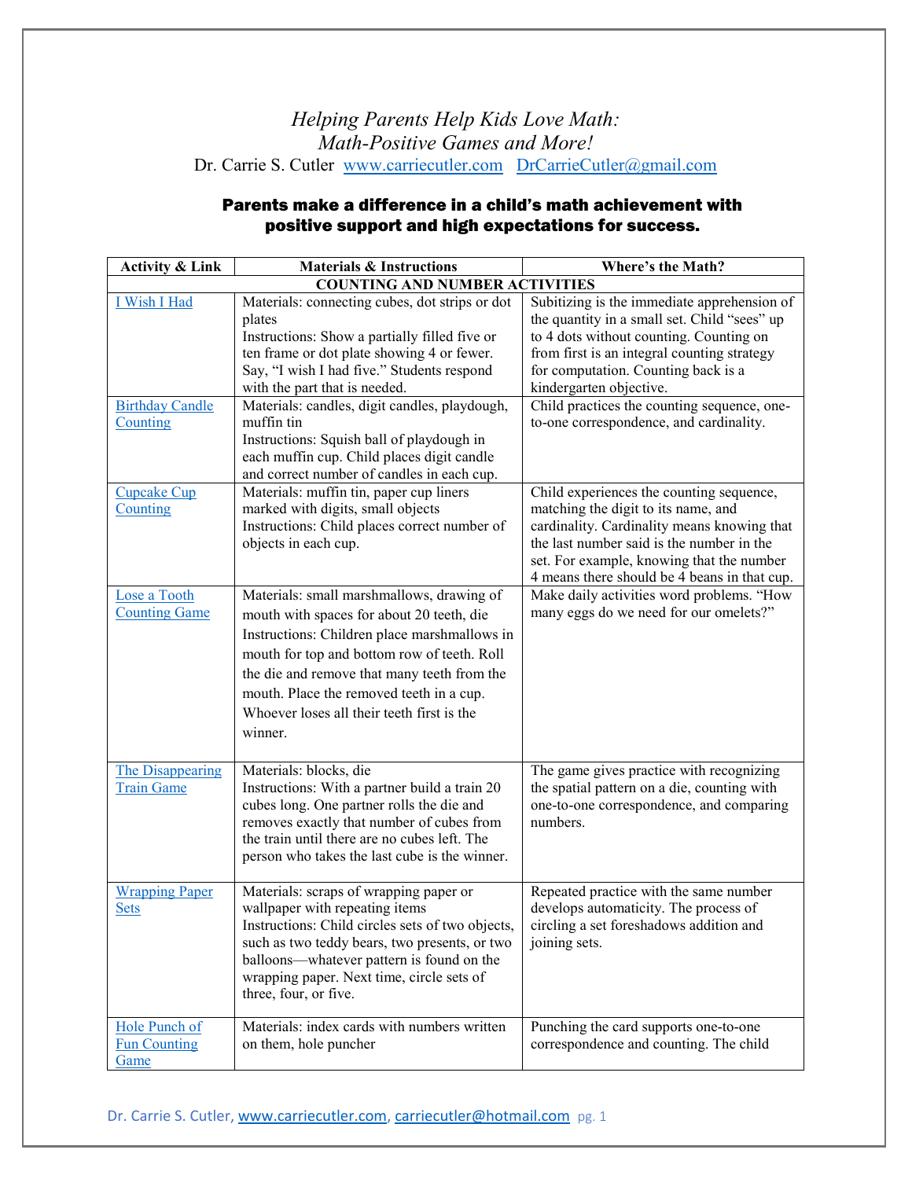# *Helping Parents Help Kids Love Math: Math-Positive Games and More!*

Dr. Carrie S. Cutler [www.carriecutler.com](http://www.carriecutler.com) [DrCarrieCutler@gmail.com](mailto:DrCarrieCutler@gmail.com)

**Parents make a difference in a child's math achievement with positive support and high expectations for success.**

| Activity & Link | Materials & Instructions | Where's the Math? |
|---|---|---|
| **COUNTING AND NUMBER ACTIVITIES** | | |
| [I Wish I Had]() | Materials: connecting cubes, dot strips or dot plates<br>Instructions: Show a partially filled five or ten frame or dot plate showing 4 or fewer. Say, "I wish I had five." Students respond with the part that is needed. | Subitizing is the immediate apprehension of the quantity in a small set. Child "sees" up to 4 dots without counting. Counting on from first is an integral counting strategy for computation. Counting back is a kindergarten objective. |
| [Birthday Candle Counting]() | Materials: candles, digit candles, playdough, muffin tin<br>Instructions: Squish ball of playdough in each muffin cup. Child places digit candle and correct number of candles in each cup. | Child practices the counting sequence, one-to-one correspondence, and cardinality. |
| [Cupcake Cup Counting]() | Materials: muffin tin, paper cup liners marked with digits, small objects<br>Instructions: Child places correct number of objects in each cup. | Child experiences the counting sequence, matching the digit to its name, and cardinality. Cardinality means knowing that the last number said is the number in the set. For example, knowing that the number 4 means there should be 4 beans in that cup. |
| [Lose a Tooth Counting Game]() | Materials: small marshmallows, drawing of mouth with spaces for about 20 teeth, die<br>Instructions: Children place marshmallows in mouth for top and bottom row of teeth. Roll the die and remove that many teeth from the mouth. Place the removed teeth in a cup. Whoever loses all their teeth first is the winner. | Make daily activities word problems. "How many eggs do we need for our omelets?" |
| [The Disappearing Train Game]() | Materials: blocks, die<br>Instructions: With a partner build a train 20 cubes long. One partner rolls the die and removes exactly that number of cubes from the train until there are no cubes left. The person who takes the last cube is the winner. | The game gives practice with recognizing the spatial pattern on a die, counting with one-to-one correspondence, and comparing numbers. |
| [Wrapping Paper Sets]() | Materials: scraps of wrapping paper or wallpaper with repeating items<br>Instructions: Child circles sets of two objects, such as two teddy bears, two presents, or two balloons—whatever pattern is found on the wrapping paper. Next time, circle sets of three, four, or five. | Repeated practice with the same number develops automaticity. The process of circling a set foreshadows addition and joining sets. |
| [Hole Punch of Fun Counting Game]() | Materials: index cards with numbers written on them, hole puncher | Punching the card supports one-to-one correspondence and counting. The child |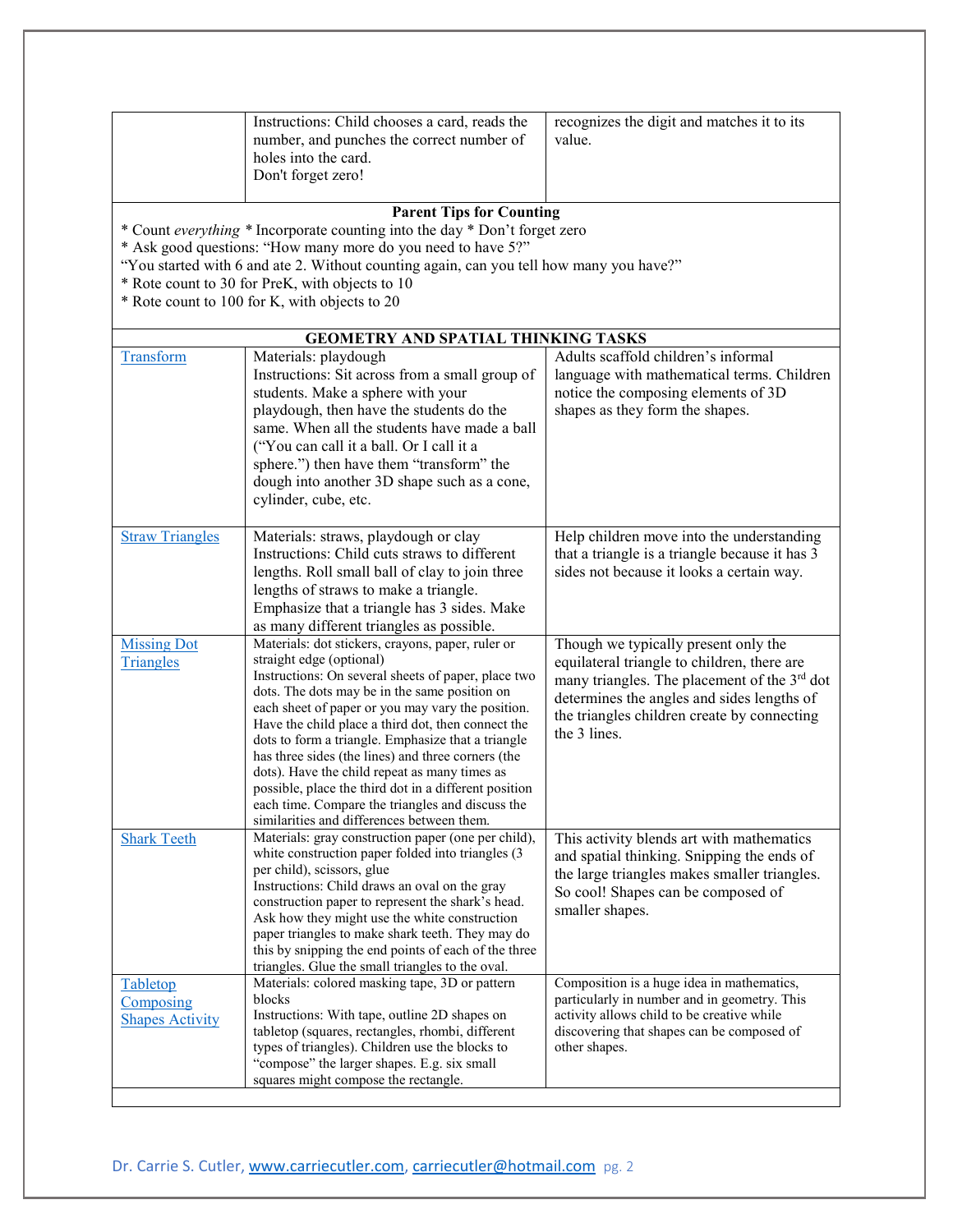| | | |
|---|---|---|
| | Instructions: Child chooses a card, reads the number, and punches the correct number of holes into the card.<br>Don't forget zero! | recognizes the digit and matches it to its value. |

**Parent Tips for Counting**

* Count *everything* * Incorporate counting into the day * Don't forget zero
* Ask good questions: "How many more do you need to have 5?"
"You started with 6 and ate 2. Without counting again, can you tell how many you have?"
* Rote count to 30 for PreK, with objects to 10
* Rote count to 100 for K, with objects to 20

**GEOMETRY AND SPATIAL THINKING TASKS**

| | | |
|---|---|---|
| Transform | Materials: playdough<br>Instructions: Sit across from a small group of students. Make a sphere with your playdough, then have the students do the same. When all the students have made a ball ("You can call it a ball. Or I call it a sphere.") then have them "transform" the dough into another 3D shape such as a cone, cylinder, cube, etc. | Adults scaffold children's informal language with mathematical terms. Children notice the composing elements of 3D shapes as they form the shapes. |
| Straw Triangles | Materials: straws, playdough or clay<br>Instructions: Child cuts straws to different lengths. Roll small ball of clay to join three lengths of straws to make a triangle. Emphasize that a triangle has 3 sides. Make as many different triangles as possible. | Help children move into the understanding that a triangle is a triangle because it has 3 sides not because it looks a certain way. |
| Missing Dot Triangles | Materials: dot stickers, crayons, paper, ruler or straight edge (optional)<br>Instructions: On several sheets of paper, place two dots. The dots may be in the same position on each sheet of paper or you may vary the position. Have the child place a third dot, then connect the dots to form a triangle. Emphasize that a triangle has three sides (the lines) and three corners (the dots). Have the child repeat as many times as possible, place the third dot in a different position each time. Compare the triangles and discuss the similarities and differences between them. | Though we typically present only the equilateral triangle to children, there are many triangles. The placement of the 3rd dot determines the angles and sides lengths of the triangles children create by connecting the 3 lines. |
| Shark Teeth | Materials: gray construction paper (one per child), white construction paper folded into triangles (3 per child), scissors, glue<br>Instructions: Child draws an oval on the gray construction paper to represent the shark's head. Ask how they might use the white construction paper triangles to make shark teeth. They may do this by snipping the end points of each of the three triangles. Glue the small triangles to the oval. | This activity blends art with mathematics and spatial thinking. Snipping the ends of the large triangles makes smaller triangles. So cool! Shapes can be composed of smaller shapes. |
| Tabletop Composing Shapes Activity | Materials: colored masking tape, 3D or pattern blocks<br>Instructions: With tape, outline 2D shapes on tabletop (squares, rectangles, rhombi, different types of triangles). Children use the blocks to "compose" the larger shapes. E.g. six small squares might compose the rectangle. | Composition is a huge idea in mathematics, particularly in number and in geometry. This activity allows child to be creative while discovering that shapes can be composed of other shapes. |

Dr. Carrie S. Cutler, www.carriecutler.com, carriecutler@hotmail.com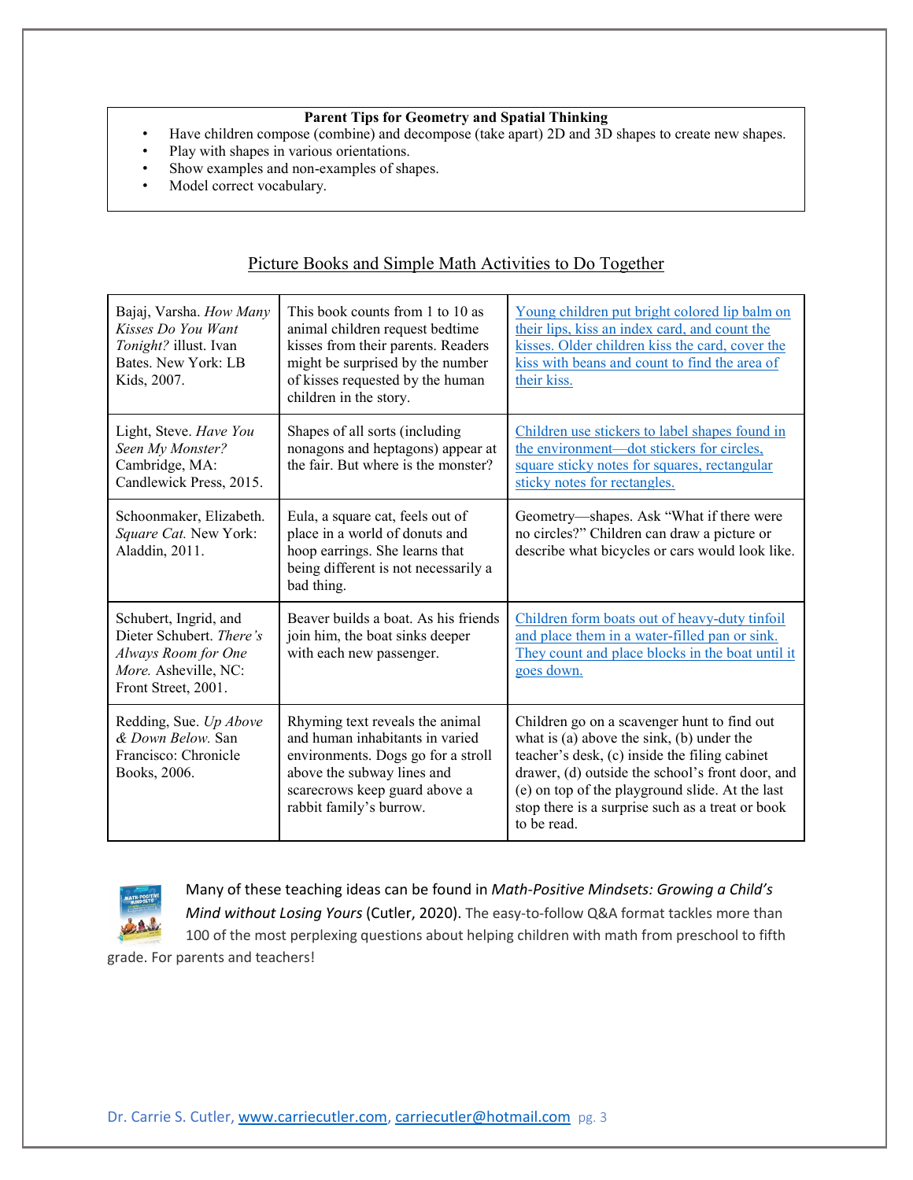**Parent Tips for Geometry and Spatial Thinking**

- Have children compose (combine) and decompose (take apart) 2D and 3D shapes to create new shapes.
- Play with shapes in various orientations.
- Show examples and non-examples of shapes.
- Model correct vocabulary.

## Picture Books and Simple Math Activities to Do Together

| | | |
|---|---|---|
| Bajaj, Varsha. *How Many Kisses Do You Want Tonight?* illust. Ivan Bates. New York: LB Kids, 2007. | This book counts from 1 to 10 as animal children request bedtime kisses from their parents. Readers might be surprised by the number of kisses requested by the human children in the story. | Young children put bright colored lip balm on their lips, kiss an index card, and count the kisses. Older children kiss the card, cover the kiss with beans and count to find the area of their kiss. |
| Light, Steve. *Have You Seen My Monster?* Cambridge, MA: Candlewick Press, 2015. | Shapes of all sorts (including nonagons and heptagons) appear at the fair. But where is the monster? | Children use stickers to label shapes found in the environment—dot stickers for circles, square sticky notes for squares, rectangular sticky notes for rectangles. |
| Schoonmaker, Elizabeth. *Square Cat.* New York: Aladdin, 2011. | Eula, a square cat, feels out of place in a world of donuts and hoop earrings. She learns that being different is not necessarily a bad thing. | Geometry—shapes. Ask "What if there were no circles?" Children can draw a picture or describe what bicycles or cars would look like. |
| Schubert, Ingrid, and Dieter Schubert. *There's Always Room for One More.* Asheville, NC: Front Street, 2001. | Beaver builds a boat. As his friends join him, the boat sinks deeper with each new passenger. | Children form boats out of heavy-duty tinfoil and place them in a water-filled pan or sink. They count and place blocks in the boat until it goes down. |
| Redding, Sue. *Up Above & Down Below.* San Francisco: Chronicle Books, 2006. | Rhyming text reveals the animal and human inhabitants in varied environments. Dogs go for a stroll above the subway lines and scarecrows keep guard above a rabbit family's burrow. | Children go on a scavenger hunt to find out what is (a) above the sink, (b) under the teacher's desk, (c) inside the filing cabinet drawer, (d) outside the school's front door, and (e) on top of the playground slide. At the last stop there is a surprise such as a treat or book to be read. |

Many of these teaching ideas can be found in *Math-Positive Mindsets: Growing a Child's Mind without Losing Yours* (Cutler, 2020). The easy-to-follow Q&A format tackles more than 100 of the most perplexing questions about helping children with math from preschool to fifth grade. For parents and teachers!

Dr. Carrie S. Cutler, www.carriecutler.com, carriecutler@hotmail.com